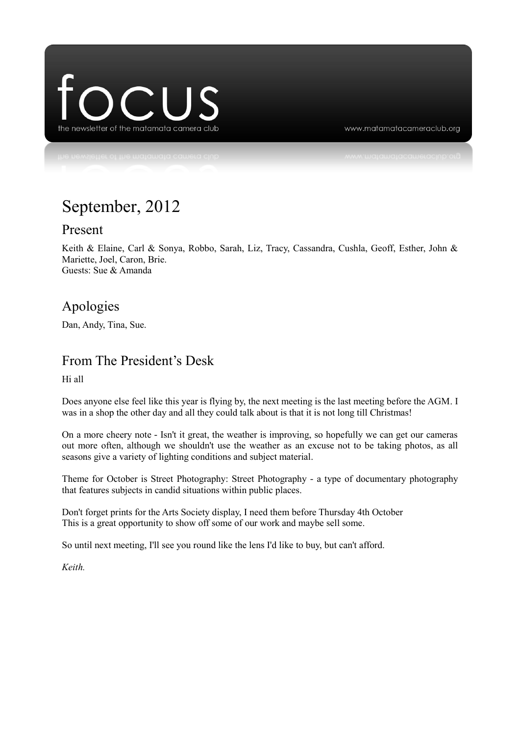# focus

the newsletter of the matamata camera club

www.matamatacameraclub.org

# September, 2012

## Present

Keith & Elaine, Carl & Sonya, Robbo, Sarah, Liz, Tracy, Cassandra, Cushla, Geoff, Esther, John & Mariette, Joel, Caron, Brie.
Guests: Sue & Amanda

## Apologies

Dan, Andy, Tina, Sue.

## From The President's Desk

Hi all

Does anyone else feel like this year is flying by, the next meeting is the last meeting before the AGM. I was in a shop the other day and all they could talk about is that it is not long till Christmas!

On a more cheery note - Isn't it great, the weather is improving, so hopefully we can get our cameras out more often, although we shouldn't use the weather as an excuse not to be taking photos, as all seasons give a variety of lighting conditions and subject material.

Theme for October is Street Photography: Street Photography - a type of documentary photography that features subjects in candid situations within public places.

Don't forget prints for the Arts Society display, I need them before Thursday 4th October
This is a great opportunity to show off some of our work and maybe sell some.

So until next meeting, I'll see you round like the lens I'd like to buy, but can't afford.

*Keith.*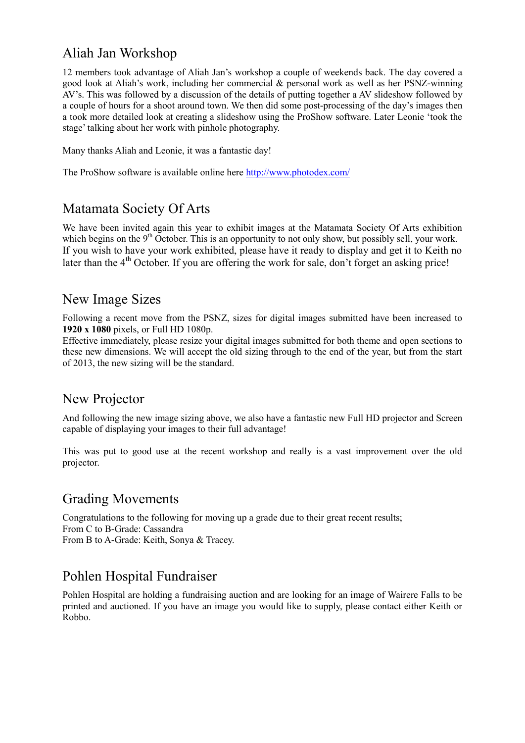## Aliah Jan Workshop

12 members took advantage of Aliah Jan's workshop a couple of weekends back. The day covered a good look at Aliah's work, including her commercial & personal work as well as her PSNZ-winning AV's. This was followed by a discussion of the details of putting together a AV slideshow followed by a couple of hours for a shoot around town. We then did some post-processing of the day's images then a took more detailed look at creating a slideshow using the ProShow software. Later Leonie 'took the stage' talking about her work with pinhole photography.

Many thanks Aliah and Leonie, it was a fantastic day!

The ProShow software is available online here http://www.photodex.com/

## Matamata Society Of Arts

We have been invited again this year to exhibit images at the Matamata Society Of Arts exhibition which begins on the 9th October. This is an opportunity to not only show, but possibly sell, your work. If you wish to have your work exhibited, please have it ready to display and get it to Keith no later than the 4th October. If you are offering the work for sale, don't forget an asking price!

## New Image Sizes

Following a recent move from the PSNZ, sizes for digital images submitted have been increased to **1920 x 1080** pixels, or Full HD 1080p.
Effective immediately, please resize your digital images submitted for both theme and open sections to these new dimensions. We will accept the old sizing through to the end of the year, but from the start of 2013, the new sizing will be the standard.

## New Projector

And following the new image sizing above, we also have a fantastic new Full HD projector and Screen capable of displaying your images to their full advantage!

This was put to good use at the recent workshop and really is a vast improvement over the old projector.

## Grading Movements

Congratulations to the following for moving up a grade due to their great recent results;
From C to B-Grade: Cassandra
From B to A-Grade: Keith, Sonya & Tracey.

## Pohlen Hospital Fundraiser

Pohlen Hospital are holding a fundraising auction and are looking for an image of Wairere Falls to be printed and auctioned. If you have an image you would like to supply, please contact either Keith or Robbo.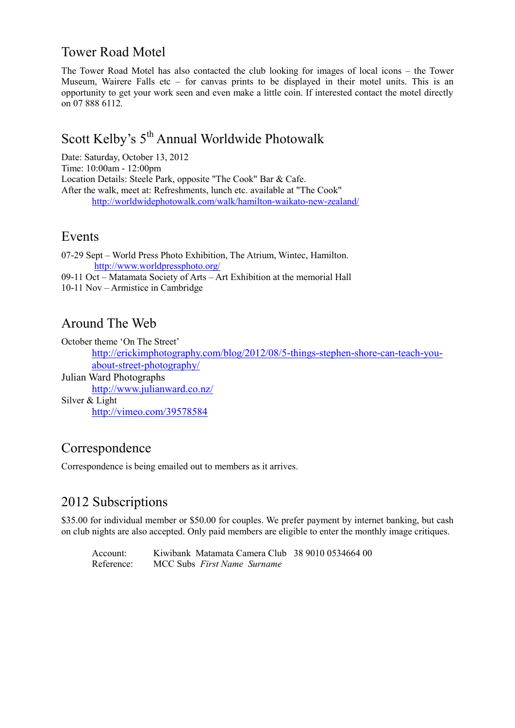## Tower Road Motel

The Tower Road Motel has also contacted the club looking for images of local icons – the Tower Museum, Wairere Falls etc – for canvas prints to be displayed in their motel units. This is an opportunity to get your work seen and even make a little coin. If interested contact the motel directly on 07 888 6112.

## Scott Kelby's 5th Annual Worldwide Photowalk

Date: Saturday, October 13, 2012
Time: 10:00am - 12:00pm
Location Details: Steele Park, opposite "The Cook" Bar & Cafe.
After the walk, meet at: Refreshments, lunch etc. available at "The Cook"

http://worldwidephotowalk.com/walk/hamilton-waikato-new-zealand/

## Events

07-29 Sept – World Press Photo Exhibition, The Atrium, Wintec, Hamilton.
http://www.worldpressphoto.org/
09-11 Oct – Matamata Society of Arts – Art Exhibition at the memorial Hall
10-11 Nov – Armistice in Cambridge

## Around The Web

October theme 'On The Street'
http://erickimphotography.com/blog/2012/08/5-things-stephen-shore-can-teach-you-about-street-photography/
Julian Ward Photographs
http://www.julianward.co.nz/
Silver & Light
http://vimeo.com/39578584

## Correspondence

Correspondence is being emailed out to members as it arrives.

## 2012 Subscriptions

$35.00 for individual member or $50.00 for couples. We prefer payment by internet banking, but cash on club nights are also accepted. Only paid members are eligible to enter the monthly image critiques.

Account: Kiwibank Matamata Camera Club 38 9010 0534664 00
Reference: MCC Subs *First Name Surname*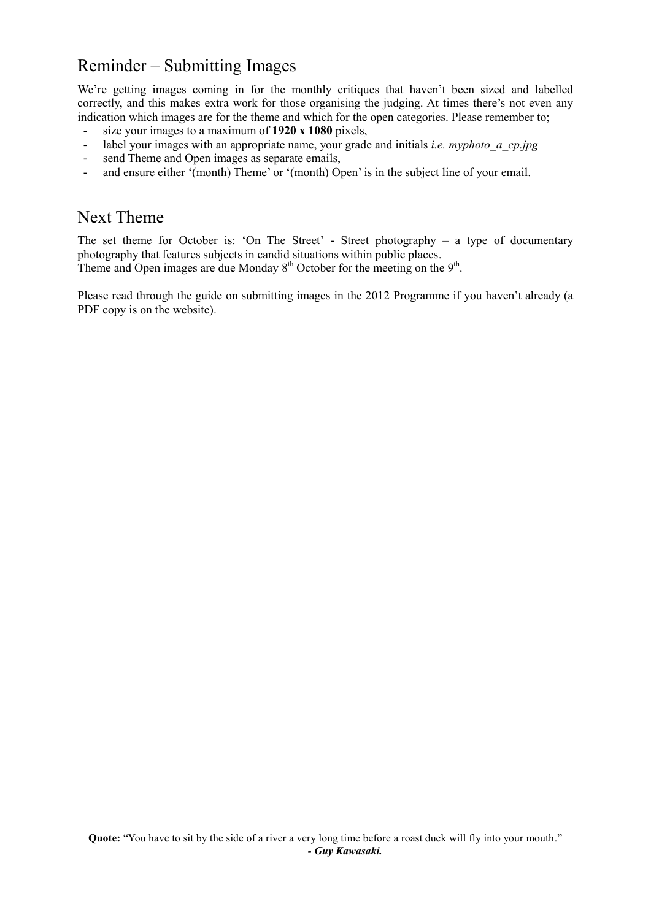## Reminder – Submitting Images

We're getting images coming in for the monthly critiques that haven't been sized and labelled correctly, and this makes extra work for those organising the judging. At times there's not even any indication which images are for the theme and which for the open categories. Please remember to;

- size your images to a maximum of **1920 x 1080** pixels,
- label your images with an appropriate name, your grade and initials *i.e. myphoto_a_cp.jpg*
- send Theme and Open images as separate emails,
- and ensure either '(month) Theme' or '(month) Open' is in the subject line of your email.

## Next Theme

The set theme for October is: 'On The Street' - Street photography – a type of documentary photography that features subjects in candid situations within public places.
Theme and Open images are due Monday 8th October for the meeting on the 9th.

Please read through the guide on submitting images in the 2012 Programme if you haven't already (a PDF copy is on the website).

**Quote:** "You have to sit by the side of a river a very long time before a roast duck will fly into your mouth."
***- Guy Kawasaki.***